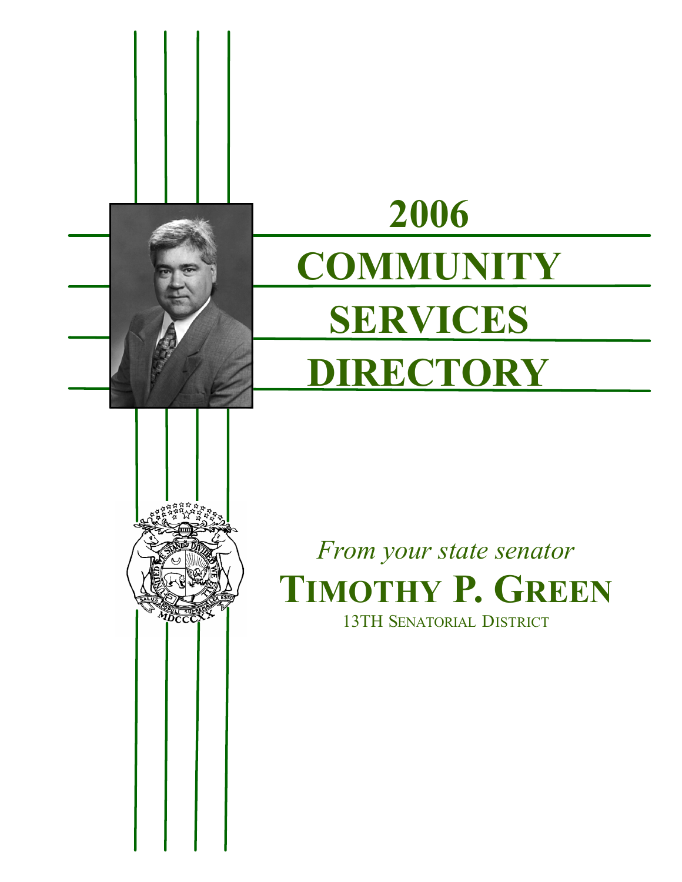# 2006 COMMUNITY SERVICES DIRECTORY

*From your state senator*

**TIMOTHY P. GREEN**

13TH SENATORIAL DISTRICT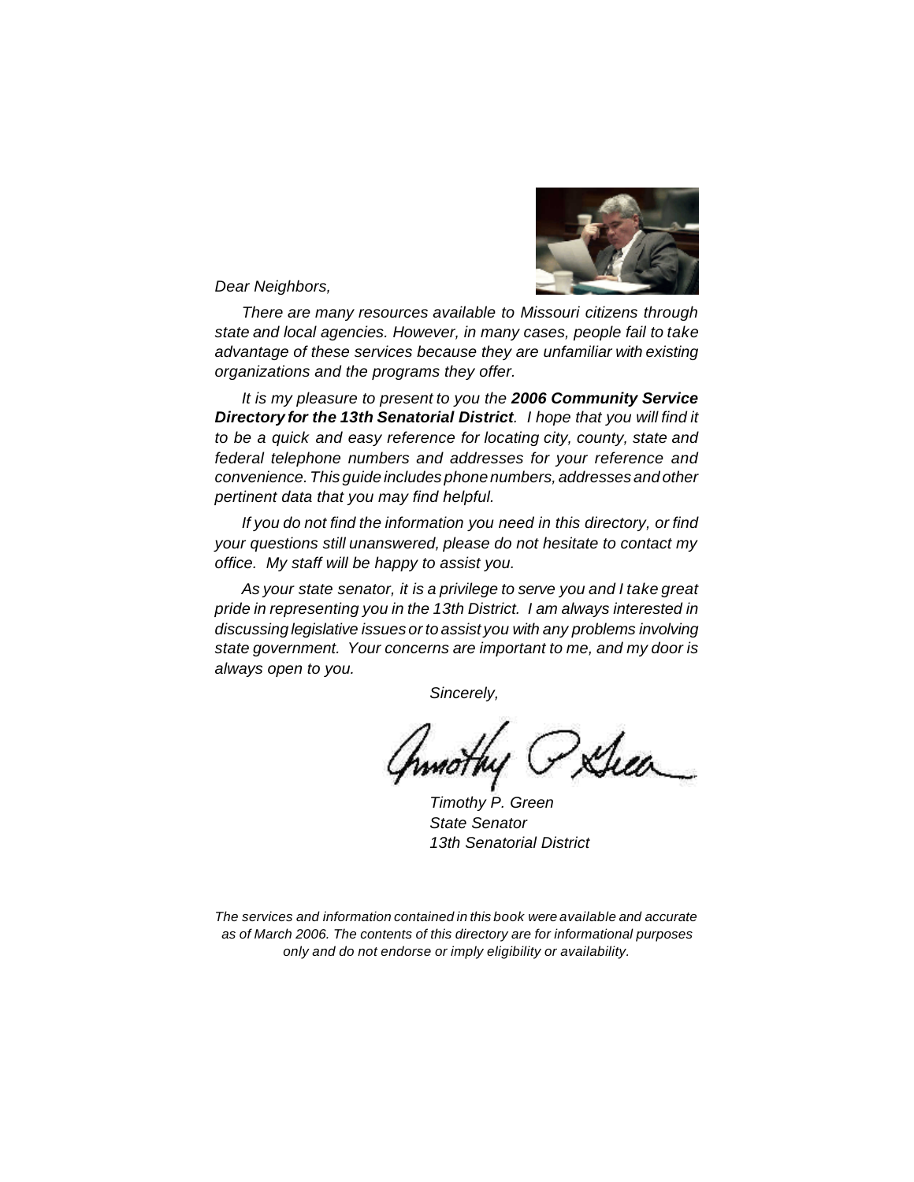*Dear Neighbors,*

*There are many resources available to Missouri citizens through state and local agencies. However, in many cases, people fail to take advantage of these services because they are unfamiliar with existing organizations and the programs they offer.*

*It is my pleasure to present to you the* ***2006 Community Service Directory for the 13th Senatorial District****. I hope that you will find it to be a quick and easy reference for locating city, county, state and federal telephone numbers and addresses for your reference and convenience. This guide includes phone numbers, addresses and other pertinent data that you may find helpful.*

*If you do not find the information you need in this directory, or find your questions still unanswered, please do not hesitate to contact my office. My staff will be happy to assist you.*

*As your state senator, it is a privilege to serve you and I take great pride in representing you in the 13th District. I am always interested in discussing legislative issues or to assist you with any problems involving state government. Your concerns are important to me, and my door is always open to you.*

*Sincerely,*

*Timothy P. Green*
*State Senator*
*13th Senatorial District*

*The services and information contained in this book were available and accurate as of March 2006. The contents of this directory are for informational purposes only and do not endorse or imply eligibility or availability.*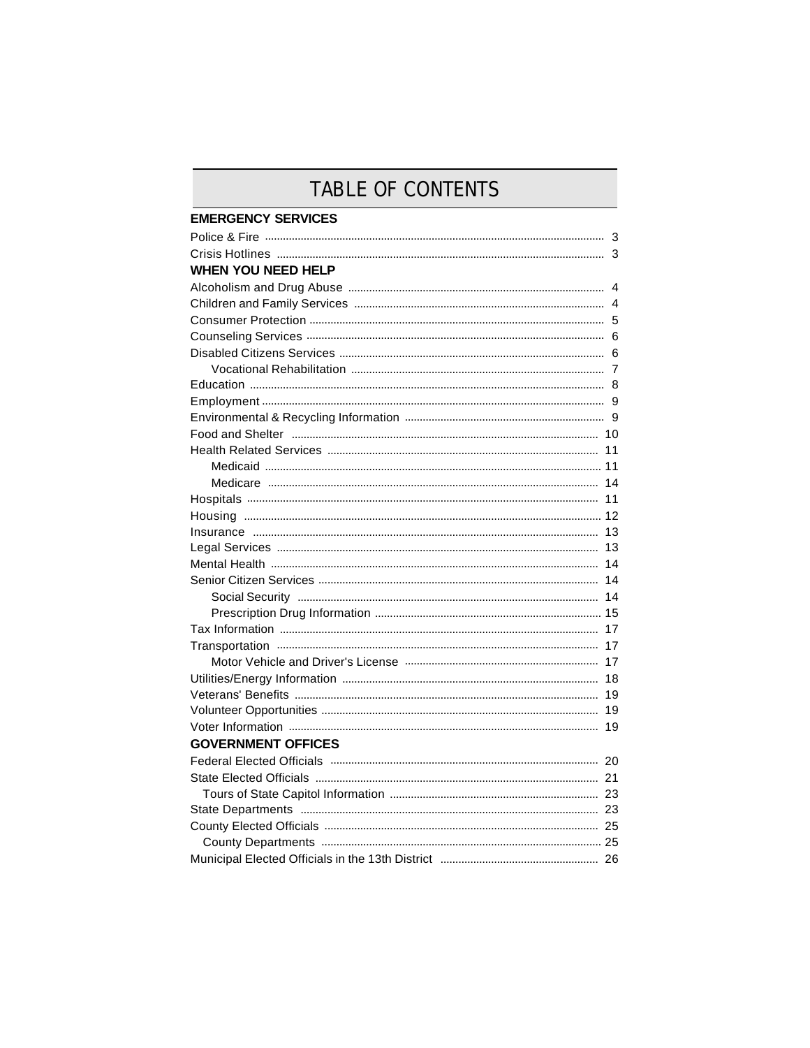# TABLE OF CONTENTS

**EMERGENCY SERVICES**

Police & Fire ..... 3
Crisis Hotlines ..... 3

**WHEN YOU NEED HELP**

Alcoholism and Drug Abuse ..... 4
Children and Family Services ..... 4
Consumer Protection ..... 5
Counseling Services ..... 6
Disabled Citizens Services ..... 6
  Vocational Rehabilitation ..... 7
Education ..... 8
Employment ..... 9
Environmental & Recycling Information ..... 9
Food and Shelter ..... 10
Health Related Services ..... 11
  Medicaid ..... 11
  Medicare ..... 14
Hospitals ..... 11
Housing ..... 12
Insurance ..... 13
Legal Services ..... 13
Mental Health ..... 14
Senior Citizen Services ..... 14
  Social Security ..... 14
  Prescription Drug Information ..... 15
Tax Information ..... 17
Transportation ..... 17
  Motor Vehicle and Driver's License ..... 17
Utilities/Energy Information ..... 18
Veterans' Benefits ..... 19
Volunteer Opportunities ..... 19
Voter Information ..... 19

**GOVERNMENT OFFICES**

Federal Elected Officials ..... 20
State Elected Officials ..... 21
  Tours of State Capitol Information ..... 23
State Departments ..... 23
County Elected Officials ..... 25
  County Departments ..... 25
Municipal Elected Officials in the 13th District ..... 26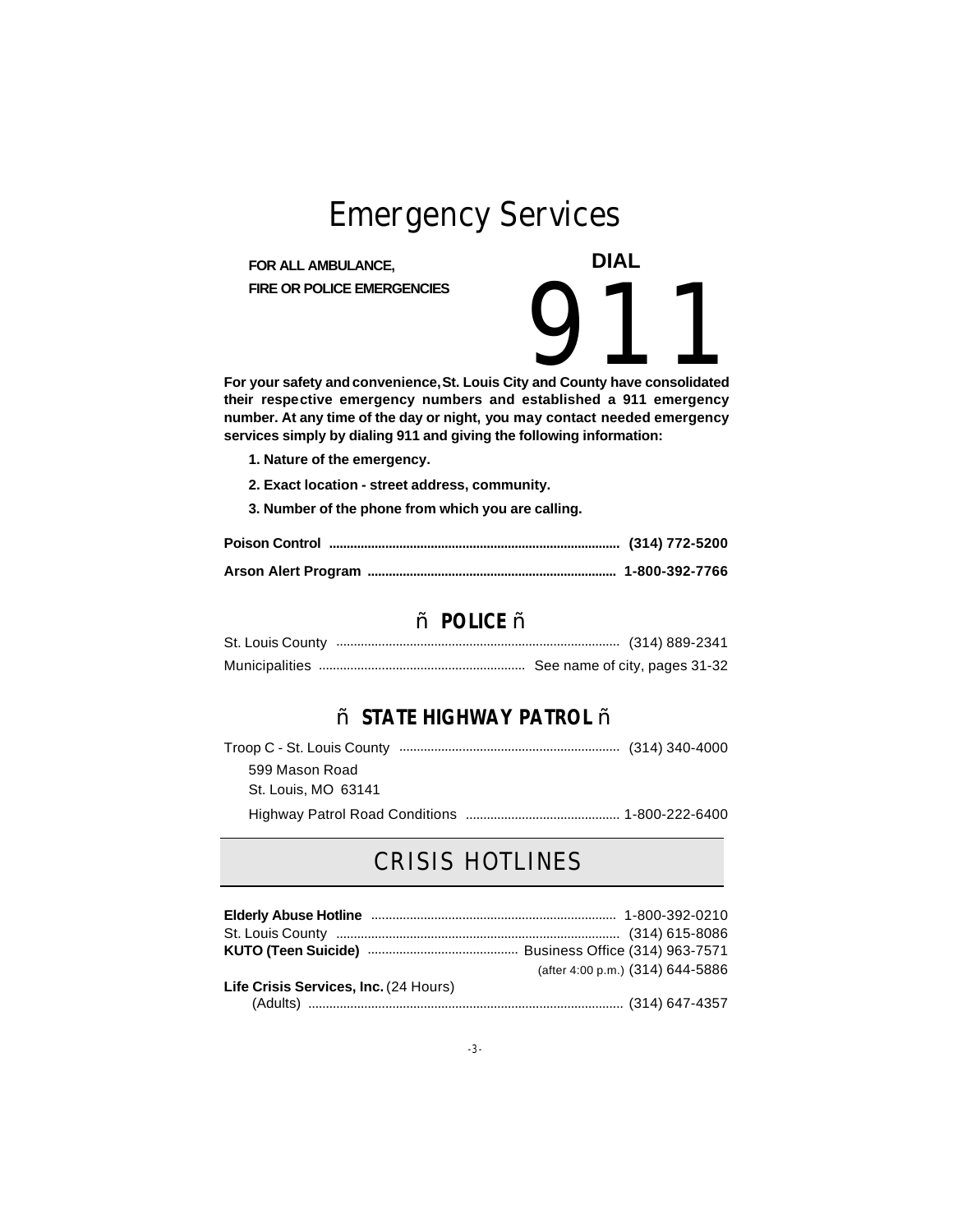# Emergency Services

**FOR ALL AMBULANCE,**
**FIRE OR POLICE EMERGENCIES**

**DIAL**

# 911

**For your safety and convenience, St. Louis City and County have consolidated their respective emergency numbers and established a 911 emergency number. At any time of the day or night, you may contact needed emergency services simply by dialing 911 and giving the following information:**

**1. Nature of the emergency.**

**2. Exact location - street address, community.**

**3. Number of the phone from which you are calling.**

**Poison Control .................................................................................. (314) 772-5200**

**Arson Alert Program ....................................................................... 1-800-392-7766**

## ñ POLICE ñ

St. Louis County ................................................................................ (314) 889-2341

Municipalities .......................................................... See name of city, pages 31-32

## ñ STATE HIGHWAY PATROL ñ

Troop C - St. Louis County .............................................................. (314) 340-4000

599 Mason Road
St. Louis, MO 63141

Highway Patrol Road Conditions ........................................... 1-800-222-6400

## CRISIS HOTLINES

**Elderly Abuse Hotline** ..................................................................... 1-800-392-0210
St. Louis County ................................................................................ (314) 615-8086
**KUTO (Teen Suicide)** .......................................... Business Office (314) 963-7571
(after 4:00 p.m.) (314) 644-5886
**Life Crisis Services, Inc.** (24 Hours)
(Adults) ......................................................................................... (314) 647-4357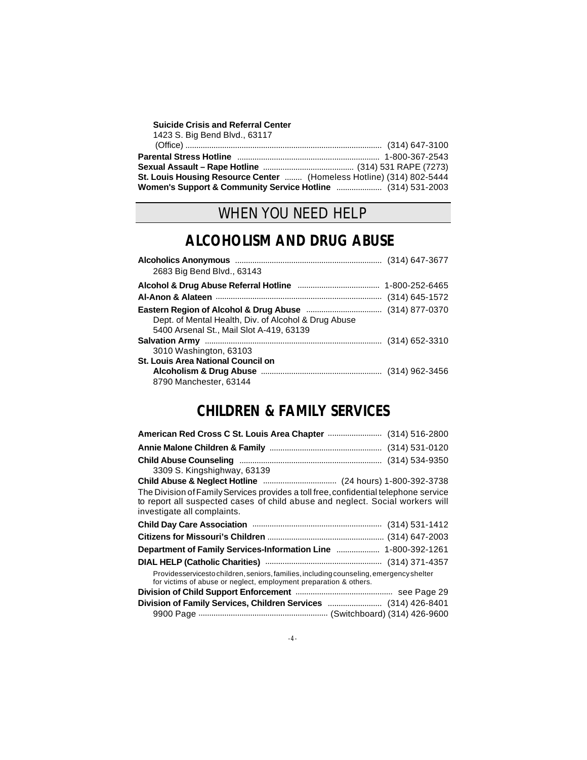**Suicide Crisis and Referral Center**
1423 S. Big Bend Blvd., 63117
(Office) .......... (314) 647-3100

**Parental Stress Hotline** .......... 1-800-367-2543

**Sexual Assault – Rape Hotline** .......... (314) 531 RAPE (7273)

**St. Louis Housing Resource Center** ........ (Homeless Hotline) (314) 802-5444

**Women's Support & Community Service Hotline** .......... (314) 531-2003

# WHEN YOU NEED HELP

## ALCOHOLISM AND DRUG ABUSE

**Alcoholics Anonymous** .......... (314) 647-3677
2683 Big Bend Blvd., 63143

**Alcohol & Drug Abuse Referral Hotline** .......... 1-800-252-6465

**Al-Anon & Alateen** .......... (314) 645-1572

**Eastern Region of Alcohol & Drug Abuse** .......... (314) 877-0370
Dept. of Mental Health, Div. of Alcohol & Drug Abuse
5400 Arsenal St., Mail Slot A-419, 63139

**Salvation Army** .......... (314) 652-3310
3010 Washington, 63103

**St. Louis Area National Council on Alcoholism & Drug Abuse** .......... (314) 962-3456
8790 Manchester, 63144

## CHILDREN & FAMILY SERVICES

**American Red Cross C St. Louis Area Chapter** .......... (314) 516-2800

**Annie Malone Children & Family** .......... (314) 531-0120

**Child Abuse Counseling** .......... (314) 534-9350
3309 S. Kingshighway, 63139

**Child Abuse & Neglect Hotline** .......... (24 hours) 1-800-392-3738

The Division of Family Services provides a toll free, confidential telephone service to report all suspected cases of child abuse and neglect. Social workers will investigate all complaints.

**Child Day Care Association** .......... (314) 531-1412

**Citizens for Missouri's Children** .......... (314) 647-2003

**Department of Family Services-Information Line** .......... 1-800-392-1261

**DIAL HELP (Catholic Charities)** .......... (314) 371-4357
Provides services to children, seniors, families, including counseling, emergency shelter for victims of abuse or neglect, employment preparation & others.

**Division of Child Support Enforcement** .......... see Page 29

**Division of Family Services, Children Services** .......... (314) 426-8401
9900 Page .......... (Switchboard) (314) 426-9600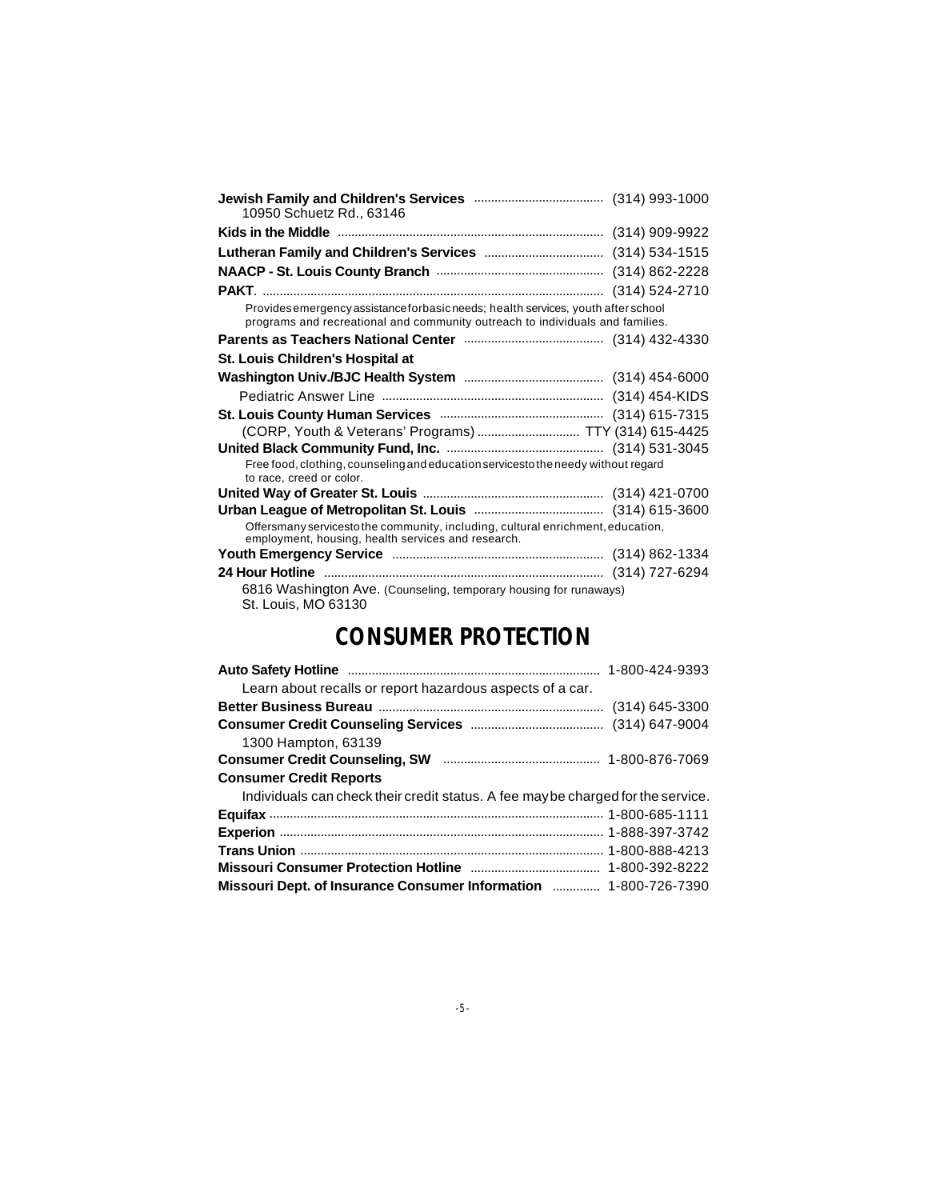**Jewish Family and Children's Services** ..................................... (314) 993-1000
10950 Schuetz Rd., 63146

**Kids in the Middle** ............................................................................ (314) 909-9922

**Lutheran Family and Children's Services** .................................. (314) 534-1515

**NAACP - St. Louis County Branch** ................................................ (314) 862-2228

**PAKT**. ................................................................................................... (314) 524-2710
Provides emergency assistance for basic needs; health services, youth after school programs and recreational and community outreach to individuals and families.

**Parents as Teachers National Center** ........................................ (314) 432-4330

**St. Louis Children's Hospital at**

**Washington Univ./BJC Health System** ........................................ (314) 454-6000
Pediatric Answer Line ................................................................ (314) 454-KIDS

**St. Louis County Human Services** ............................................... (314) 615-7315
(CORP, Youth & Veterans' Programs) .............................. TTY (314) 615-4425

**United Black Community Fund, Inc.** ............................................. (314) 531-3045
Free food, clothing, counseling and education services to the needy without regard to race, creed or color.

**United Way of Greater St. Louis** .................................................... (314) 421-0700

**Urban League of Metropolitan St. Louis** ...................................... (314) 615-3600
Offers many services to the community, including, cultural enrichment, education, employment, housing, health services and research.

**Youth Emergency Service** ............................................................. (314) 862-1334

**24 Hour Hotline** ................................................................................ (314) 727-6294
6816 Washington Ave. (Counseling, temporary housing for runaways)
St. Louis, MO 63130

## CONSUMER PROTECTION

**Auto Safety Hotline** ........................................................................ 1-800-424-9393
Learn about recalls or report hazardous aspects of a car.

**Better Business Bureau** ................................................................. (314) 645-3300

**Consumer Credit Counseling Services** ....................................... (314) 647-9004
1300 Hampton, 63139

**Consumer Credit Counseling, SW** ............................................. 1-800-876-7069

**Consumer Credit Reports**
Individuals can check their credit status. A fee may be charged for the service.

**Equifax** ................................................................................................ 1-800-685-1111

**Experion** ............................................................................................. 1-888-397-3742

**Trans Union** ....................................................................................... 1-800-888-4213

**Missouri Consumer Protection Hotline** ...................................... 1-800-392-8222

**Missouri Dept. of Insurance Consumer Information** ............. 1-800-726-7390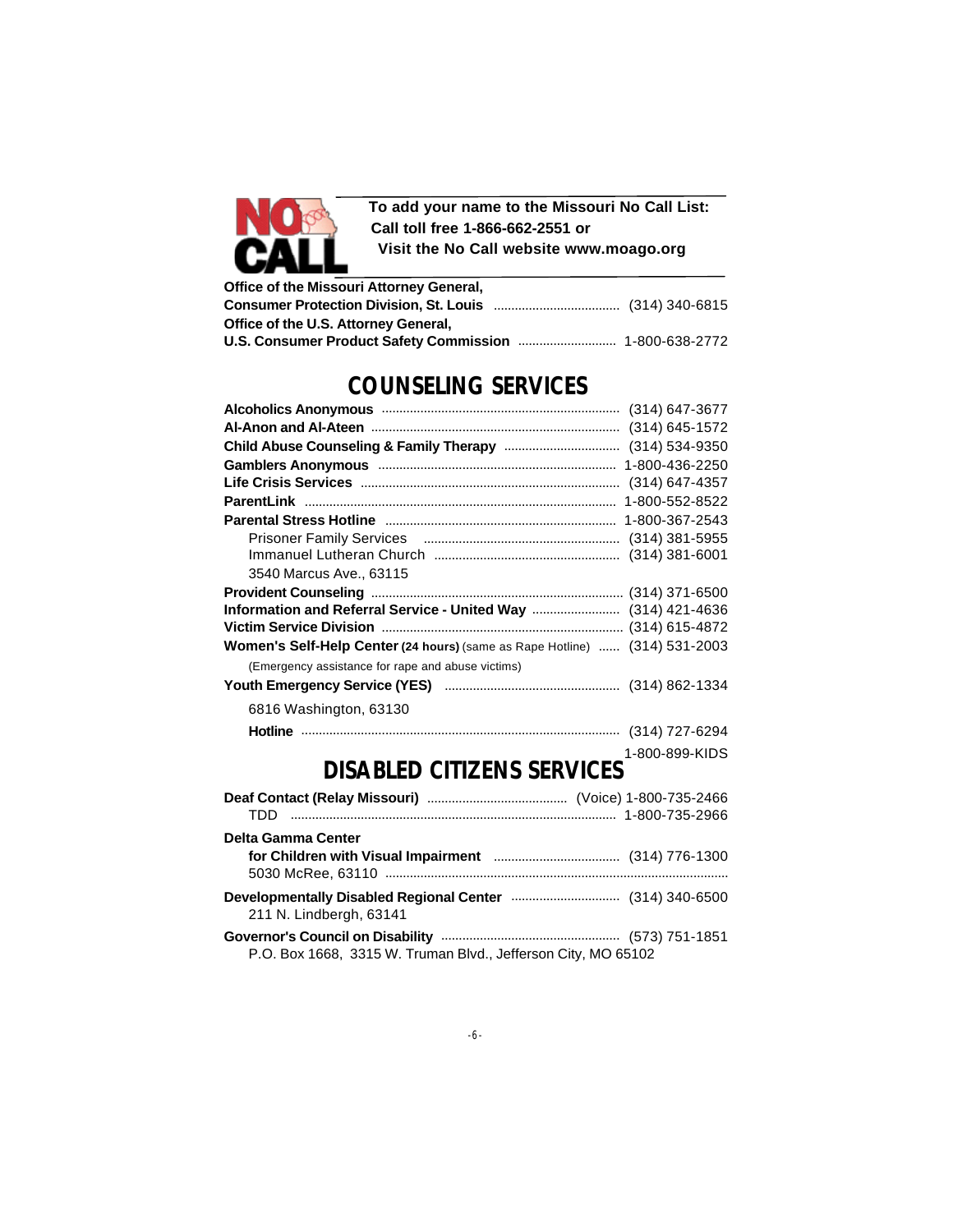**To add your name to the Missouri No Call List:**
**Call toll free 1-866-662-2551 or**
**Visit the No Call website www.moago.org**

**Office of the Missouri Attorney General,**
**Consumer Protection Division, St. Louis** .................................... (314) 340-6815
**Office of the U.S. Attorney General,**
**U.S. Consumer Product Safety Commission** ............................ 1-800-638-2772

## COUNSELING SERVICES

**Alcoholics Anonymous** .................................................................... (314) 647-3677
**Al-Anon and Al-Ateen** ...................................................................... (314) 645-1572
**Child Abuse Counseling & Family Therapy** ................................. (314) 534-9350
**Gamblers Anonymous** .................................................................... 1-800-436-2250
**Life Crisis Services** ......................................................................... (314) 647-4357
**ParentLink** ......................................................................................... 1-800-552-8522
**Parental Stress Hotline** .................................................................. 1-800-367-2543
Prisoner Family Services ........................................................ (314) 381-5955
Immanuel Lutheran Church ..................................................... (314) 381-6001
3540 Marcus Ave., 63115
**Provident Counseling** ....................................................................... (314) 371-6500
**Information and Referral Service - United Way** .......................... (314) 421-4636
**Victim Service Division** ..................................................................... (314) 615-4872
**Women's Self-Help Center (24 hours)** (same as Rape Hotline) ...... (314) 531-2003
(Emergency assistance for rape and abuse victims)
**Youth Emergency Service (YES)** .................................................. (314) 862-1334
6816 Washington, 63130
**Hotline** ........................................................................................... (314) 727-6294
1-800-899-KIDS

## DISABLED CITIZENS SERVICES

**Deaf Contact (Relay Missouri)** ........................................ (Voice) 1-800-735-2466
TDD ............................................................................................. 1-800-735-2966

**Delta Gamma Center**
**for Children with Visual Impairment** .................................... (314) 776-1300
5030 McRee, 63110 .................................................................................................

**Developmentally Disabled Regional Center** ............................... (314) 340-6500
211 N. Lindbergh, 63141

**Governor's Council on Disability** ................................................... (573) 751-1851
P.O. Box 1668, 3315 W. Truman Blvd., Jefferson City, MO 65102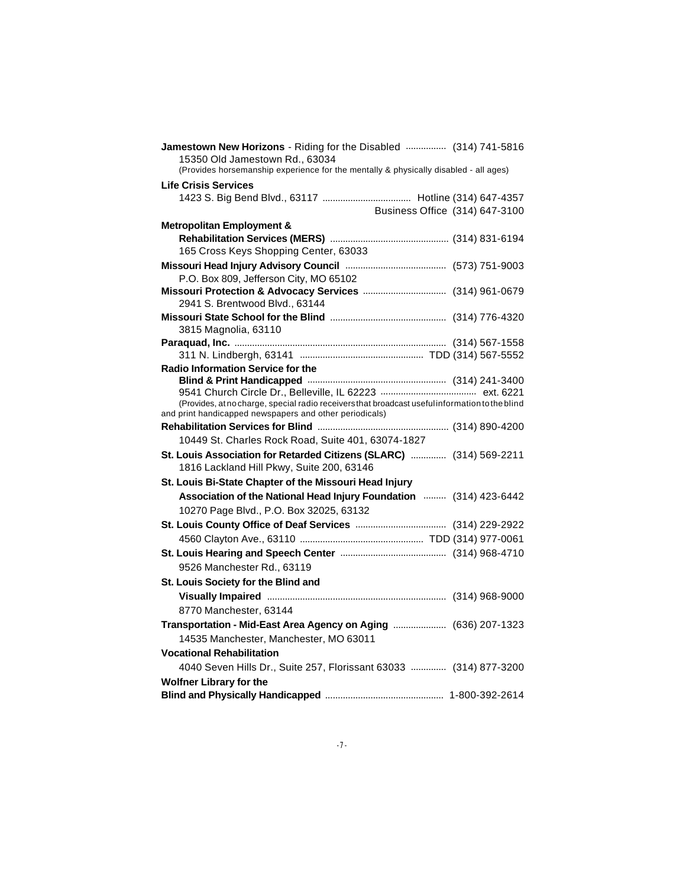**Jamestown New Horizons** - Riding for the Disabled ................ (314) 741-5816
15350 Old Jamestown Rd., 63034
(Provides horsemanship experience for the mentally & physically disabled - all ages)

**Life Crisis Services**
1423 S. Big Bend Blvd., 63117 .................................. Hotline (314) 647-4357
Business Office (314) 647-3100

**Metropolitan Employment & Rehabilitation Services (MERS)** .............................................. (314) 831-6194
165 Cross Keys Shopping Center, 63033

**Missouri Head Injury Advisory Council** ....................................... (573) 751-9003
P.O. Box 809, Jefferson City, MO 65102

**Missouri Protection & Advocacy Services** ................................ (314) 961-0679
2941 S. Brentwood Blvd., 63144

**Missouri State School for the Blind** ............................................. (314) 776-4320
3815 Magnolia, 63110

**Paraquad, Inc.** ................................................................................... (314) 567-1558
311 N. Lindbergh, 63141 ................................................ TDD (314) 567-5552

**Radio Information Service for the Blind & Print Handicapped** ...................................................... (314) 241-3400
9541 Church Circle Dr., Belleville, IL 62223 ..................................... ext. 6221
(Provides, at no charge, special radio receivers that broadcast useful information to the blind and print handicapped newspapers and other periodicals)

**Rehabilitation Services for Blind** ................................................... (314) 890-4200
10449 St. Charles Rock Road, Suite 401, 63074-1827

**St. Louis Association for Retarded Citizens (SLARC)** ............. (314) 569-2211
1816 Lackland Hill Pkwy, Suite 200, 63146

**St. Louis Bi-State Chapter of the Missouri Head Injury Association of the National Head Injury Foundation** ......... (314) 423-6442
10270 Page Blvd., P.O. Box 32025, 63132

**St. Louis County Office of Deaf Services** ................................... (314) 229-2922
4560 Clayton Ave., 63110 ................................................ TDD (314) 977-0061

**St. Louis Hearing and Speech Center** .......................................... (314) 968-4710
9526 Manchester Rd., 63119

**St. Louis Society for the Blind and Visually Impaired** ...................................................................... (314) 968-9000
8770 Manchester, 63144

**Transportation - Mid-East Area Agency on Aging** .................... (636) 207-1323
14535 Manchester, Manchester, MO 63011

**Vocational Rehabilitation**
4040 Seven Hills Dr., Suite 257, Florissant 63033 ............. (314) 877-3200

**Wolfner Library for the Blind and Physically Handicapped** .............................................. 1-800-392-2614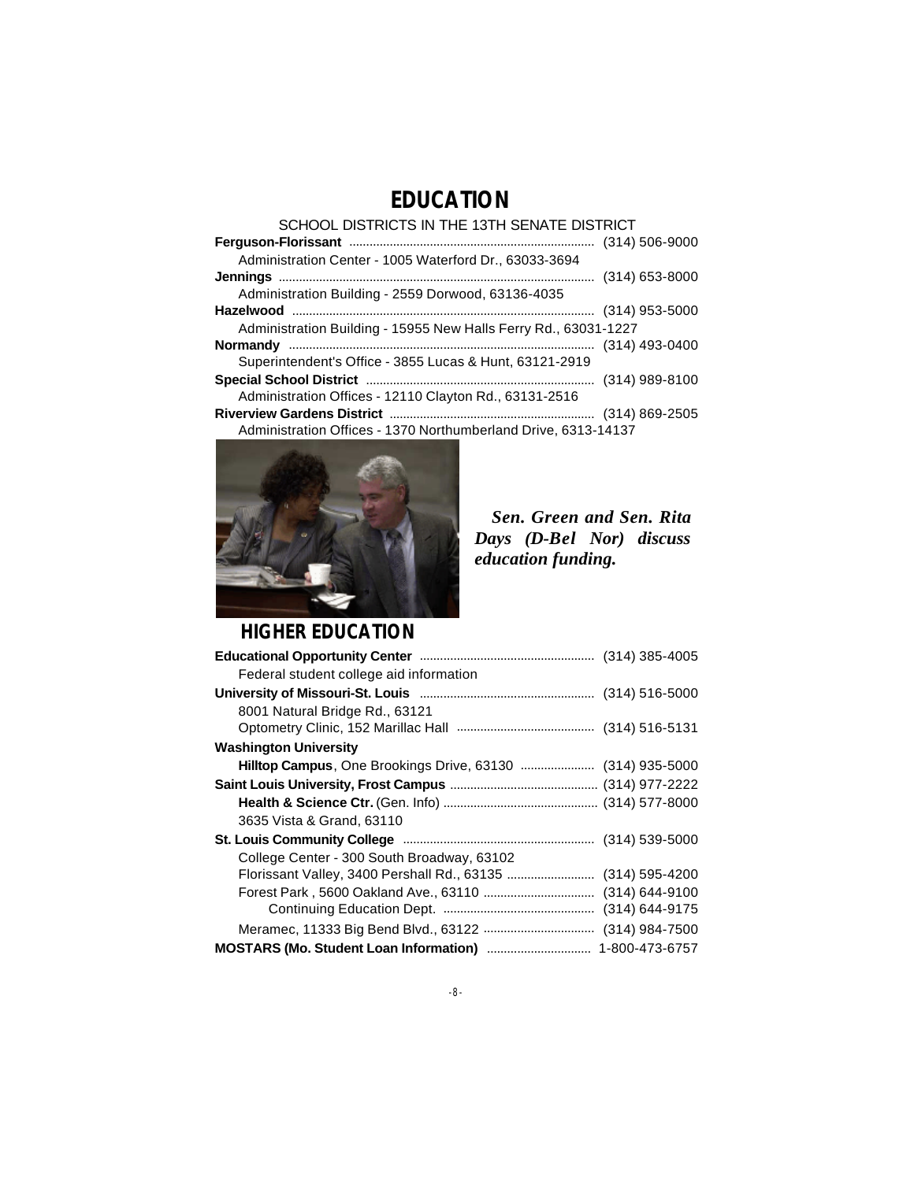# EDUCATION

SCHOOL DISTRICTS IN THE 13TH SENATE DISTRICT

**Ferguson-Florissant** ........................................ (314) 506-9000
Administration Center - 1005 Waterford Dr., 63033-3694

**Jennings** ........................................ (314) 653-8000
Administration Building - 2559 Dorwood, 63136-4035

**Hazelwood** ........................................ (314) 953-5000
Administration Building - 15955 New Halls Ferry Rd., 63031-1227

**Normandy** ........................................ (314) 493-0400
Superintendent's Office - 3855 Lucas & Hunt, 63121-2919

**Special School District** ........................................ (314) 989-8100
Administration Offices - 12110 Clayton Rd., 63131-2516

**Riverview Gardens District** ........................................ (314) 869-2505
Administration Offices - 1370 Northumberland Drive, 6313-14137

*Sen. Green and Sen. Rita Days (D-Bel Nor) discuss education funding.*

## HIGHER EDUCATION

**Educational Opportunity Center** ........................................ (314) 385-4005
Federal student college aid information

**University of Missouri-St. Louis** ........................................ (314) 516-5000
8001 Natural Bridge Rd., 63121
Optometry Clinic, 152 Marillac Hall ........................................ (314) 516-5131

**Washington University**
**Hilltop Campus**, One Brookings Drive, 63130 ........................................ (314) 935-5000

**Saint Louis University, Frost Campus** ........................................ (314) 977-2222
**Health & Science Ctr.** (Gen. Info) ........................................ (314) 577-8000
3635 Vista & Grand, 63110

**St. Louis Community College** ........................................ (314) 539-5000
College Center - 300 South Broadway, 63102
Florissant Valley, 3400 Pershall Rd., 63135 ........................................ (314) 595-4200
Forest Park , 5600 Oakland Ave., 63110 ........................................ (314) 644-9100
Continuing Education Dept. ........................................ (314) 644-9175
Meramec, 11333 Big Bend Blvd., 63122 ........................................ (314) 984-7500

**MOSTARS (Mo. Student Loan Information)** ........................................ 1-800-473-6757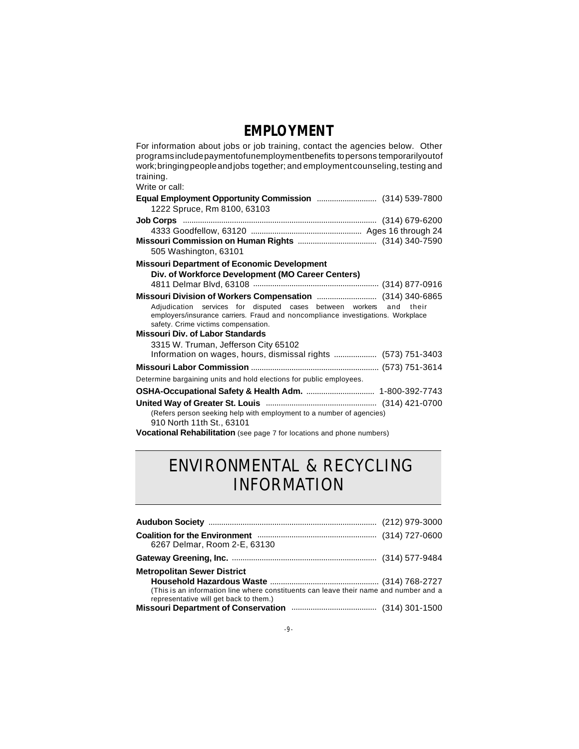# EMPLOYMENT

For information about jobs or job training, contact the agencies below. Other programs include payment of unemployment benefits to persons temporarily out of work; bringing people and jobs together; and employment counseling, testing and training.

Write or call:

**Equal Employment Opportunity Commission** ........................... (314) 539-7800
1222 Spruce, Rm 8100, 63103

**Job Corps** ......................................................................................... (314) 679-6200
4333 Goodfellow, 63120 ................................................... Ages 16 through 24

**Missouri Commission on Human Rights** .................................... (314) 340-7590
505 Washington, 63101

**Missouri Department of Economic Development**
**Div. of Workforce Development (MO Career Centers)**
4811 Delmar Blvd, 63108 .......................................................... (314) 877-0916

**Missouri Division of Workers Compensation** ............................ (314) 340-6865
Adjudication services for disputed cases between workers and their employers/insurance carriers. Fraud and noncompliance investigations. Workplace safety. Crime victims compensation.

**Missouri Div. of Labor Standards**
3315 W. Truman, Jefferson City 65102
Information on wages, hours, dismissal rights .................... (573) 751-3403

**Missouri Labor Commission** ........................................................... (573) 751-3614
Determine bargaining units and hold elections for public employees.

**OSHA-Occupational Safety & Health Adm.** ................................ 1-800-392-7743

**United Way of Greater St. Louis** ................................................... (314) 421-0700
(Refers person seeking help with employment to a number of agencies)
910 North 11th St., 63101

**Vocational Rehabilitation** (see page 7 for locations and phone numbers)

# ENVIRONMENTAL & RECYCLING INFORMATION

**Audubon Society** .............................................................................. (212) 979-3000

**Coalition for the Environment** ....................................................... (314) 727-0600
6267 Delmar, Room 2-E, 63130

**Gateway Greening, Inc.** ................................................................... (314) 577-9484

**Metropolitan Sewer District**
**Household Hazardous Waste** .................................................. (314) 768-2727
(This is an information line where constituents can leave their name and number and a representative will get back to them.)

**Missouri Department of Conservation** ....................................... (314) 301-1500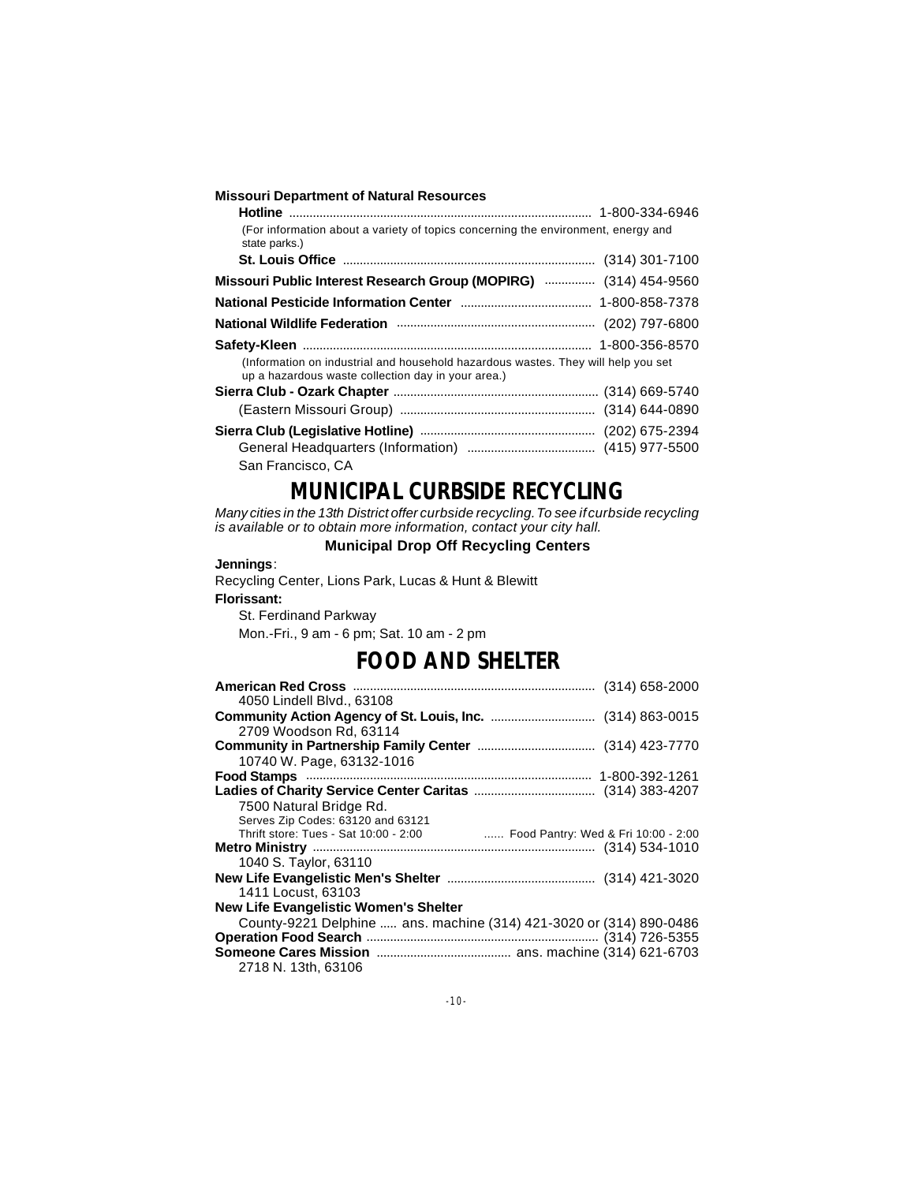**Missouri Department of Natural Resources**

**Hotline** ........................................................................................ 1-800-334-6946

(For information about a variety of topics concerning the environment, energy and state parks.)

**St. Louis Office** .......................................................................... (314) 301-7100

**Missouri Public Interest Research Group (MOPIRG)** ............... (314) 454-9560

**National Pesticide Information Center** ....................................... 1-800-858-7378

**National Wildlife Federation** ......................................................... (202) 797-6800

**Safety-Kleen** .................................................................................... 1-800-356-8570

(Information on industrial and household hazardous wastes. They will help you set up a hazardous waste collection day in your area.)

**Sierra Club - Ozark Chapter** ............................................................ (314) 669-5740

(Eastern Missouri Group) ......................................................... (314) 644-0890

**Sierra Club (Legislative Hotline)** ................................................... (202) 675-2394

General Headquarters (Information) ...................................... (415) 977-5500

San Francisco, CA

# MUNICIPAL CURBSIDE RECYCLING

*Many cities in the 13th District offer curbside recycling. To see if curbside recycling is available or to obtain more information, contact your city hall.*

### Municipal Drop Off Recycling Centers

**Jennings**:

Recycling Center, Lions Park, Lucas & Hunt & Blewitt

**Florissant:**

St. Ferdinand Parkway

Mon.-Fri., 9 am - 6 pm; Sat. 10 am - 2 pm

# FOOD AND SHELTER

**American Red Cross** ....................................................................... (314) 658-2000
4050 Lindell Blvd., 63108

**Community Action Agency of St. Louis, Inc.** ............................... (314) 863-0015
2709 Woodson Rd, 63114

**Community in Partnership Family Center** .................................. (314) 423-7770
10740 W. Page, 63132-1016

**Food Stamps** .................................................................................... 1-800-392-1261

**Ladies of Charity Service Center Caritas** .................................... (314) 383-4207
7500 Natural Bridge Rd.
Serves Zip Codes: 63120 and 63121
Thrift store: Tues - Sat 10:00 - 2:00 ...... Food Pantry: Wed & Fri 10:00 - 2:00

**Metro Ministry** ................................................................................... (314) 534-1010
1040 S. Taylor, 63110

**New Life Evangelistic Men's Shelter** ............................................ (314) 421-3020
1411 Locust, 63103

**New Life Evangelistic Women's Shelter**
County-9221 Delphine ..... ans. machine (314) 421-3020 or (314) 890-0486

**Operation Food Search** .................................................................... (314) 726-5355

**Someone Cares Mission** ........................................ ans. machine (314) 621-6703
2718 N. 13th, 63106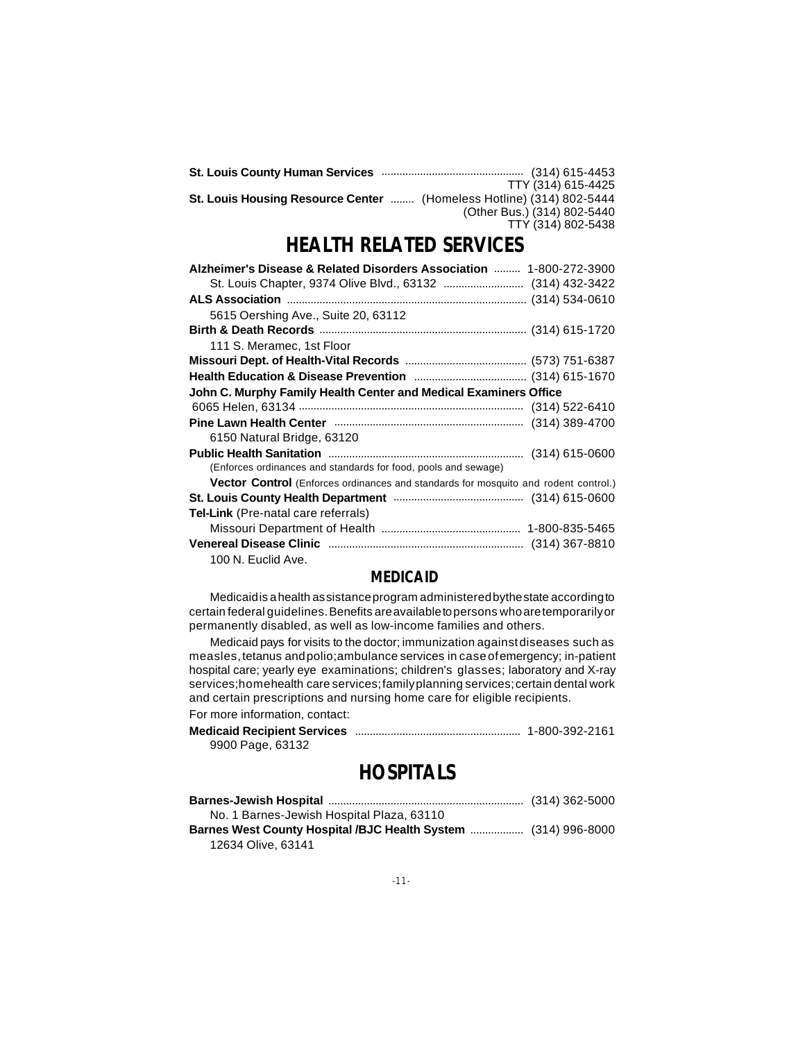**St. Louis County Human Services** ............................................ (314) 615-4453
TTY (314) 615-4425

**St. Louis Housing Resource Center** ........ (Homeless Hotline) (314) 802-5444
(Other Bus.) (314) 802-5440
TTY (314) 802-5438

# HEALTH RELATED SERVICES

**Alzheimer's Disease & Related Disorders Association** ......... 1-800-272-3900
St. Louis Chapter, 9374 Olive Blvd., 63132 .......................... (314) 432-3422

**ALS Association** ................................................................................ (314) 534-0610
5615 Oershing Ave., Suite 20, 63112

**Birth & Death Records** ..................................................................... (314) 615-1720
111 S. Meramec, 1st Floor

**Missouri Dept. of Health-Vital Records** ......................................... (573) 751-6387

**Health Education & Disease Prevention** ...................................... (314) 615-1670

**John C. Murphy Family Health Center and Medical Examiners Office**
6065 Helen, 63134 ............................................................................ (314) 522-6410

**Pine Lawn Health Center** ................................................................ (314) 389-4700
6150 Natural Bridge, 63120

**Public Health Sanitation** .................................................................. (314) 615-0600
(Enforces ordinances and standards for food, pools and sewage)

**Vector Control** (Enforces ordinances and standards for mosquito and rodent control.)

**St. Louis County Health Department** ........................................... (314) 615-0600

**Tel-Link** (Pre-natal care referrals)
Missouri Department of Health .............................................. 1-800-835-5465

**Venereal Disease Clinic** ................................................................. (314) 367-8810
100 N. Euclid Ave.

## MEDICAID

Medicaid is a health assistance program administered by the state according to certain federal guidelines. Benefits are available to persons who are temporarily or permanently disabled, as well as low-income families and others.

Medicaid pays for visits to the doctor; immunization against diseases such as measles, tetanus and polio; ambulance services in case of emergency; in-patient hospital care; yearly eye examinations; children's glasses; laboratory and X-ray services; home health care services; family planning services; certain dental work and certain prescriptions and nursing home care for eligible recipients.

For more information, contact:

**Medicaid Recipient Services** ....................................................... 1-800-392-2161
9900 Page, 63132

# HOSPITALS

**Barnes-Jewish Hospital** .................................................................. (314) 362-5000
No. 1 Barnes-Jewish Hospital Plaza, 63110

**Barnes West County Hospital /BJC Health System** .................. (314) 996-8000
12634 Olive, 63141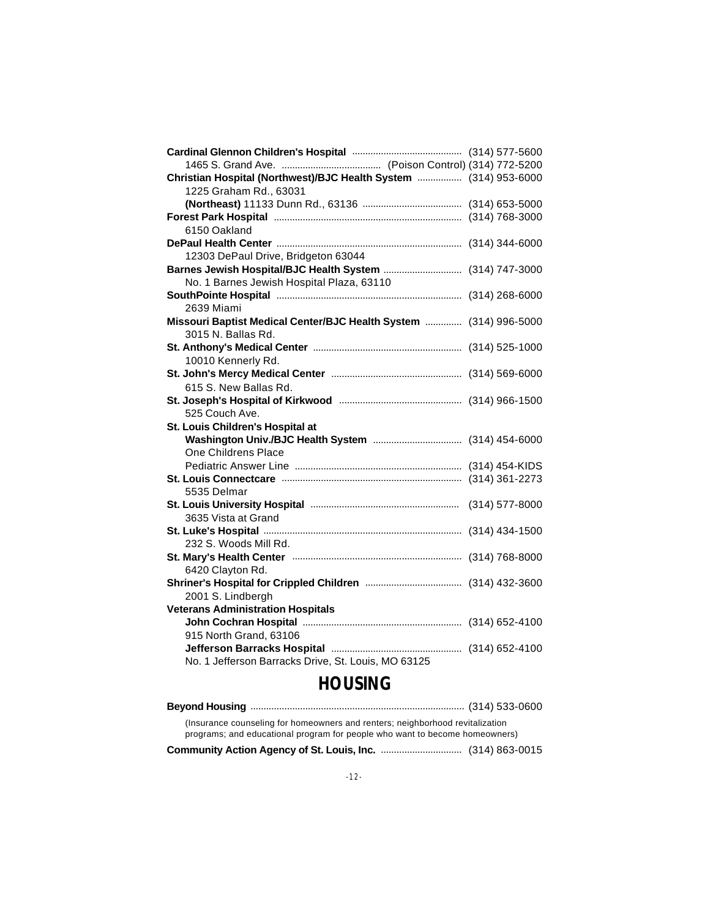**Cardinal Glennon Children's Hospital** .......................................... (314) 577-5600
1465 S. Grand Ave. ...................................... (Poison Control) (314) 772-5200

**Christian Hospital (Northwest)/BJC Health System** ................. (314) 953-6000
1225 Graham Rd., 63031
**(Northeast)** 11133 Dunn Rd., 63136 ...................................... (314) 653-5000

**Forest Park Hospital** ....................................................................... (314) 768-3000
6150 Oakland

**DePaul Health Center** ....................................................................... (314) 344-6000
12303 DePaul Drive, Bridgeton 63044

**Barnes Jewish Hospital/BJC Health System** ............................. (314) 747-3000
No. 1 Barnes Jewish Hospital Plaza, 63110

**SouthPointe Hospital** ...................................................................... (314) 268-6000
2639 Miami

**Missouri Baptist Medical Center/BJC Health System** ............. (314) 996-5000
3015 N. Ballas Rd.

**St. Anthony's Medical Center** ........................................................ (314) 525-1000
10010 Kennerly Rd.

**St. John's Mercy Medical Center** ................................................. (314) 569-6000
615 S. New Ballas Rd.

**St. Joseph's Hospital of Kirkwood** .............................................. (314) 966-1500
525 Couch Ave.

**St. Louis Children's Hospital at Washington Univ./BJC Health System** ................................. (314) 454-6000
One Childrens Place
Pediatric Answer Line ................................................................ (314) 454-KIDS

**St. Louis Connectcare** .................................................................... (314) 361-2273
5535 Delmar

**St. Louis University Hospital** ........................................................ (314) 577-8000
3635 Vista at Grand

**St. Luke's Hospital** ........................................................................... (314) 434-1500
232 S. Woods Mill Rd.

**St. Mary's Health Center** ................................................................ (314) 768-8000
6420 Clayton Rd.

**Shriner's Hospital for Crippled Children** ..................................... (314) 432-3600
2001 S. Lindbergh

**Veterans Administration Hospitals**
**John Cochran Hospital** ............................................................ (314) 652-4100
915 North Grand, 63106
**Jefferson Barracks Hospital** .................................................. (314) 652-4100
No. 1 Jefferson Barracks Drive, St. Louis, MO 63125

# HOUSING

**Beyond Housing** .................................................................................. (314) 533-0600
(Insurance counseling for homeowners and renters; neighborhood revitalization programs; and educational program for people who want to become homeowners)

**Community Action Agency of St. Louis, Inc.** .............................. (314) 863-0015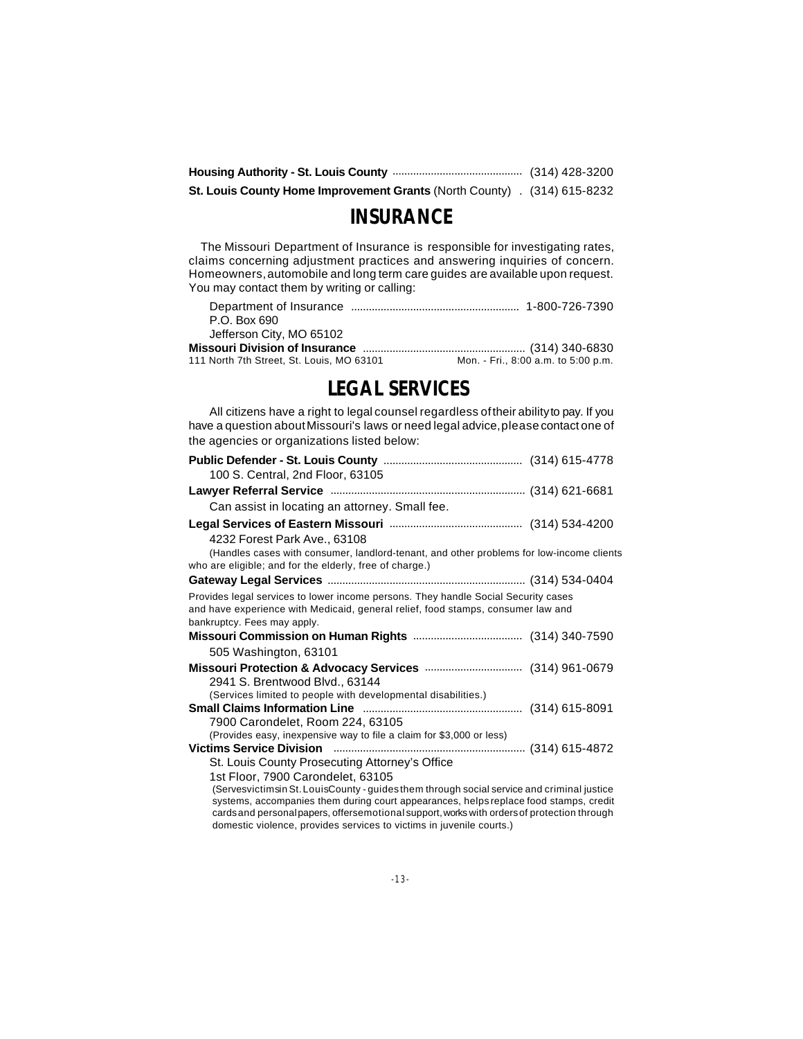**Housing Authority - St. Louis County** ........................................... (314) 428-3200

**St. Louis County Home Improvement Grants** (North County) . (314) 615-8232

## INSURANCE

The Missouri Department of Insurance is responsible for investigating rates, claims concerning adjustment practices and answering inquiries of concern. Homeowners, automobile and long term care guides are available upon request. You may contact them by writing or calling:

Department of Insurance ........................................................ 1-800-726-7390
P.O. Box 690
Jefferson City, MO 65102

**Missouri Division of Insurance** ...................................................... (314) 340-6830
111 North 7th Street, St. Louis, MO 63101 — Mon. - Fri., 8:00 a.m. to 5:00 p.m.

## LEGAL SERVICES

All citizens have a right to legal counsel regardless of their ability to pay. If you have a question about Missouri's laws or need legal advice, please contact one of the agencies or organizations listed below:

**Public Defender - St. Louis County** .............................................. (314) 615-4778
100 S. Central, 2nd Floor, 63105

**Lawyer Referral Service** ................................................................. (314) 621-6681
Can assist in locating an attorney. Small fee.

**Legal Services of Eastern Missouri** ............................................ (314) 534-4200
4232 Forest Park Ave., 63108
(Handles cases with consumer, landlord-tenant, and other problems for low-income clients who are eligible; and for the elderly, free of charge.)

**Gateway Legal Services** .................................................................. (314) 534-0404
Provides legal services to lower income persons. They handle Social Security cases and have experience with Medicaid, general relief, food stamps, consumer law and bankruptcy. Fees may apply.

**Missouri Commission on Human Rights** .................................... (314) 340-7590
505 Washington, 63101

**Missouri Protection & Advocacy Services** ................................ (314) 961-0679
2941 S. Brentwood Blvd., 63144
(Services limited to people with developmental disabilities.)

**Small Claims Information Line** ..................................................... (314) 615-8091
7900 Carondelet, Room 224, 63105
(Provides easy, inexpensive way to file a claim for $3,000 or less)

**Victims Service Division** ................................................................ (314) 615-4872
St. Louis County Prosecuting Attorney's Office
1st Floor, 7900 Carondelet, 63105
(Serves victims in St. Louis County - guides them through social service and criminal justice systems, accompanies them during court appearances, helps replace food stamps, credit cards and personal papers, offers emotional support, works with orders of protection through domestic violence, provides services to victims in juvenile courts.)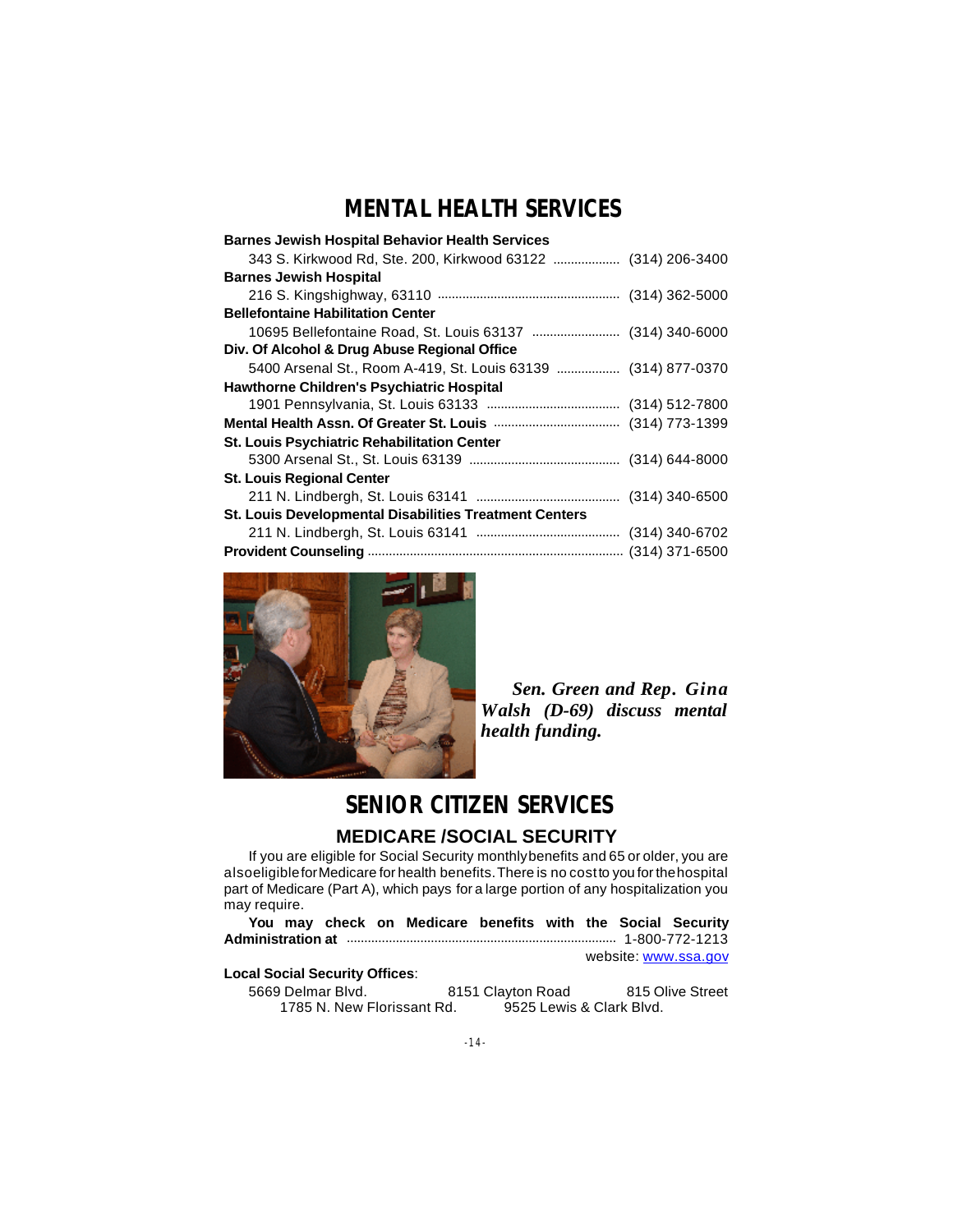# MENTAL HEALTH SERVICES

**Barnes Jewish Hospital Behavior Health Services**
343 S. Kirkwood Rd, Ste. 200, Kirkwood 63122 .................. (314) 206-3400

**Barnes Jewish Hospital**
216 S. Kingshighway, 63110 .................................................... (314) 362-5000

**Bellefontaine Habilitation Center**
10695 Bellefontaine Road, St. Louis 63137 ......................... (314) 340-6000

**Div. Of Alcohol & Drug Abuse Regional Office**
5400 Arsenal St., Room A-419, St. Louis 63139 ................. (314) 877-0370

**Hawthorne Children's Psychiatric Hospital**
1901 Pennsylvania, St. Louis 63133 ...................................... (314) 512-7800

**Mental Health Assn. Of Greater St. Louis** .................................... (314) 773-1399

**St. Louis Psychiatric Rehabilitation Center**
5300 Arsenal St., St. Louis 63139 .......................................... (314) 644-8000

**St. Louis Regional Center**
211 N. Lindbergh, St. Louis 63141 ......................................... (314) 340-6500

**St. Louis Developmental Disabilities Treatment Centers**
211 N. Lindbergh, St. Louis 63141 ......................................... (314) 340-6702

**Provident Counseling** ........................................................................ (314) 371-6500

***Sen. Green and Rep. Gina Walsh (D-69) discuss mental health funding.***

# SENIOR CITIZEN SERVICES

## MEDICARE /SOCIAL SECURITY

If you are eligible for Social Security monthly benefits and 65 or older, you are also eligible for Medicare for health benefits. There is no cost to you for the hospital part of Medicare (Part A), which pays for a large portion of any hospitalization you may require.

**You may check on Medicare benefits with the Social Security Administration at** ........................................................................... 1-800-772-1213
website: www.ssa.gov

**Local Social Security Offices**:

5669 Delmar Blvd. 8151 Clayton Road 815 Olive Street
1785 N. New Florissant Rd. 9525 Lewis & Clark Blvd.